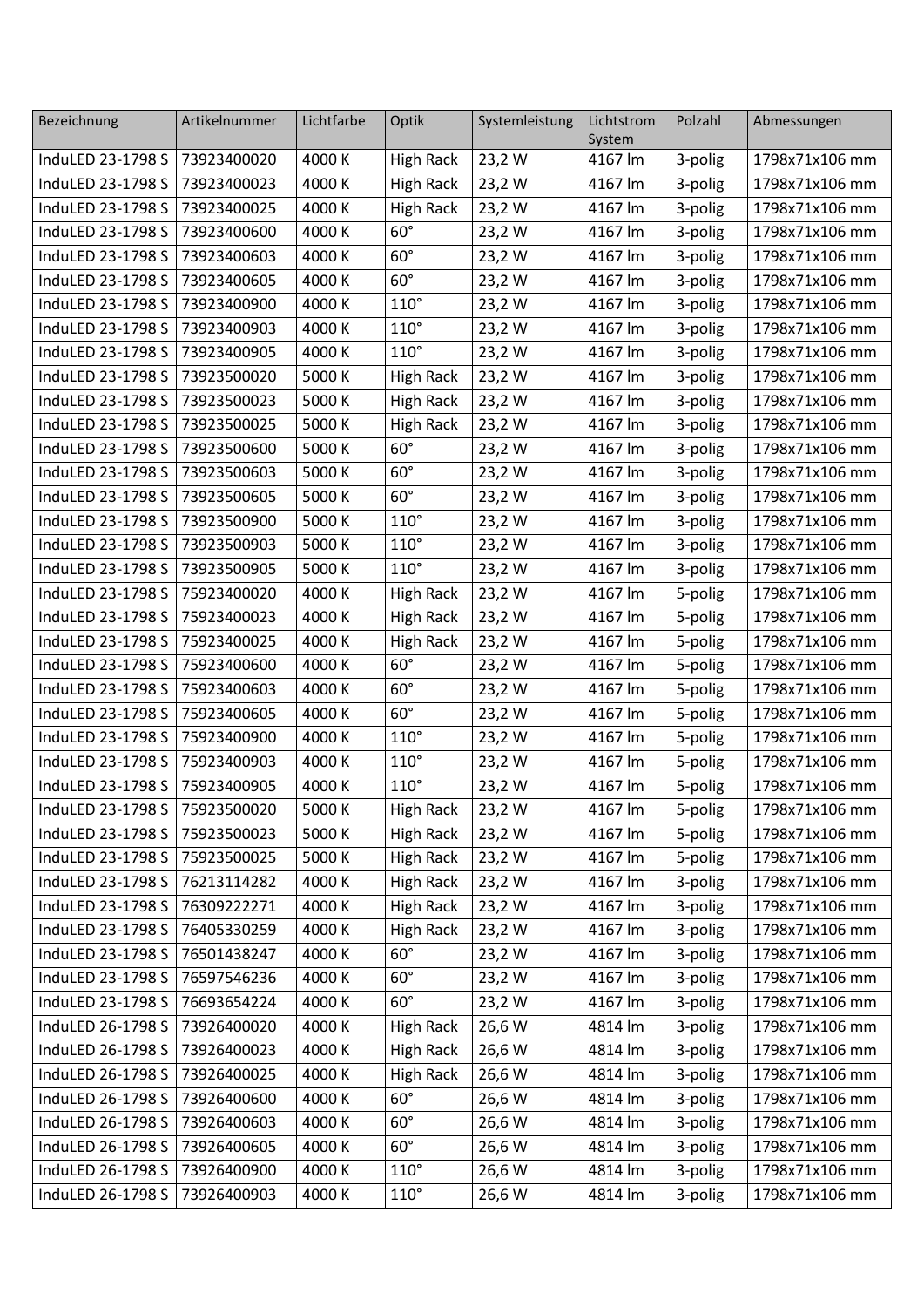| Bezeichnung | Artikelnummer | Lichtfarbe | Optik | Systemleistung | Lichtstrom System | Polzahl | Abmessungen |
|---|---|---|---|---|---|---|---|
| InduLED 23-1798 S | 73923400020 | 4000 K | High Rack | 23,2 W | 4167 lm | 3-polig | 1798x71x106 mm |
| InduLED 23-1798 S | 73923400023 | 4000 K | High Rack | 23,2 W | 4167 lm | 3-polig | 1798x71x106 mm |
| InduLED 23-1798 S | 73923400025 | 4000 K | High Rack | 23,2 W | 4167 lm | 3-polig | 1798x71x106 mm |
| InduLED 23-1798 S | 73923400600 | 4000 K | 60° | 23,2 W | 4167 lm | 3-polig | 1798x71x106 mm |
| InduLED 23-1798 S | 73923400603 | 4000 K | 60° | 23,2 W | 4167 lm | 3-polig | 1798x71x106 mm |
| InduLED 23-1798 S | 73923400605 | 4000 K | 60° | 23,2 W | 4167 lm | 3-polig | 1798x71x106 mm |
| InduLED 23-1798 S | 73923400900 | 4000 K | 110° | 23,2 W | 4167 lm | 3-polig | 1798x71x106 mm |
| InduLED 23-1798 S | 73923400903 | 4000 K | 110° | 23,2 W | 4167 lm | 3-polig | 1798x71x106 mm |
| InduLED 23-1798 S | 73923400905 | 4000 K | 110° | 23,2 W | 4167 lm | 3-polig | 1798x71x106 mm |
| InduLED 23-1798 S | 73923500020 | 5000 K | High Rack | 23,2 W | 4167 lm | 3-polig | 1798x71x106 mm |
| InduLED 23-1798 S | 73923500023 | 5000 K | High Rack | 23,2 W | 4167 lm | 3-polig | 1798x71x106 mm |
| InduLED 23-1798 S | 73923500025 | 5000 K | High Rack | 23,2 W | 4167 lm | 3-polig | 1798x71x106 mm |
| InduLED 23-1798 S | 73923500600 | 5000 K | 60° | 23,2 W | 4167 lm | 3-polig | 1798x71x106 mm |
| InduLED 23-1798 S | 73923500603 | 5000 K | 60° | 23,2 W | 4167 lm | 3-polig | 1798x71x106 mm |
| InduLED 23-1798 S | 73923500605 | 5000 K | 60° | 23,2 W | 4167 lm | 3-polig | 1798x71x106 mm |
| InduLED 23-1798 S | 73923500900 | 5000 K | 110° | 23,2 W | 4167 lm | 3-polig | 1798x71x106 mm |
| InduLED 23-1798 S | 73923500903 | 5000 K | 110° | 23,2 W | 4167 lm | 3-polig | 1798x71x106 mm |
| InduLED 23-1798 S | 73923500905 | 5000 K | 110° | 23,2 W | 4167 lm | 3-polig | 1798x71x106 mm |
| InduLED 23-1798 S | 75923400020 | 4000 K | High Rack | 23,2 W | 4167 lm | 5-polig | 1798x71x106 mm |
| InduLED 23-1798 S | 75923400023 | 4000 K | High Rack | 23,2 W | 4167 lm | 5-polig | 1798x71x106 mm |
| InduLED 23-1798 S | 75923400025 | 4000 K | High Rack | 23,2 W | 4167 lm | 5-polig | 1798x71x106 mm |
| InduLED 23-1798 S | 75923400600 | 4000 K | 60° | 23,2 W | 4167 lm | 5-polig | 1798x71x106 mm |
| InduLED 23-1798 S | 75923400603 | 4000 K | 60° | 23,2 W | 4167 lm | 5-polig | 1798x71x106 mm |
| InduLED 23-1798 S | 75923400605 | 4000 K | 60° | 23,2 W | 4167 lm | 5-polig | 1798x71x106 mm |
| InduLED 23-1798 S | 75923400900 | 4000 K | 110° | 23,2 W | 4167 lm | 5-polig | 1798x71x106 mm |
| InduLED 23-1798 S | 75923400903 | 4000 K | 110° | 23,2 W | 4167 lm | 5-polig | 1798x71x106 mm |
| InduLED 23-1798 S | 75923400905 | 4000 K | 110° | 23,2 W | 4167 lm | 5-polig | 1798x71x106 mm |
| InduLED 23-1798 S | 75923500020 | 5000 K | High Rack | 23,2 W | 4167 lm | 5-polig | 1798x71x106 mm |
| InduLED 23-1798 S | 75923500023 | 5000 K | High Rack | 23,2 W | 4167 lm | 5-polig | 1798x71x106 mm |
| InduLED 23-1798 S | 75923500025 | 5000 K | High Rack | 23,2 W | 4167 lm | 5-polig | 1798x71x106 mm |
| InduLED 23-1798 S | 76213114282 | 4000 K | High Rack | 23,2 W | 4167 lm | 3-polig | 1798x71x106 mm |
| InduLED 23-1798 S | 76309222271 | 4000 K | High Rack | 23,2 W | 4167 lm | 3-polig | 1798x71x106 mm |
| InduLED 23-1798 S | 76405330259 | 4000 K | High Rack | 23,2 W | 4167 lm | 3-polig | 1798x71x106 mm |
| InduLED 23-1798 S | 76501438247 | 4000 K | 60° | 23,2 W | 4167 lm | 3-polig | 1798x71x106 mm |
| InduLED 23-1798 S | 76597546236 | 4000 K | 60° | 23,2 W | 4167 lm | 3-polig | 1798x71x106 mm |
| InduLED 23-1798 S | 76693654224 | 4000 K | 60° | 23,2 W | 4167 lm | 3-polig | 1798x71x106 mm |
| InduLED 26-1798 S | 73926400020 | 4000 K | High Rack | 26,6 W | 4814 lm | 3-polig | 1798x71x106 mm |
| InduLED 26-1798 S | 73926400023 | 4000 K | High Rack | 26,6 W | 4814 lm | 3-polig | 1798x71x106 mm |
| InduLED 26-1798 S | 73926400025 | 4000 K | High Rack | 26,6 W | 4814 lm | 3-polig | 1798x71x106 mm |
| InduLED 26-1798 S | 73926400600 | 4000 K | 60° | 26,6 W | 4814 lm | 3-polig | 1798x71x106 mm |
| InduLED 26-1798 S | 73926400603 | 4000 K | 60° | 26,6 W | 4814 lm | 3-polig | 1798x71x106 mm |
| InduLED 26-1798 S | 73926400605 | 4000 K | 60° | 26,6 W | 4814 lm | 3-polig | 1798x71x106 mm |
| InduLED 26-1798 S | 73926400900 | 4000 K | 110° | 26,6 W | 4814 lm | 3-polig | 1798x71x106 mm |
| InduLED 26-1798 S | 73926400903 | 4000 K | 110° | 26,6 W | 4814 lm | 3-polig | 1798x71x106 mm |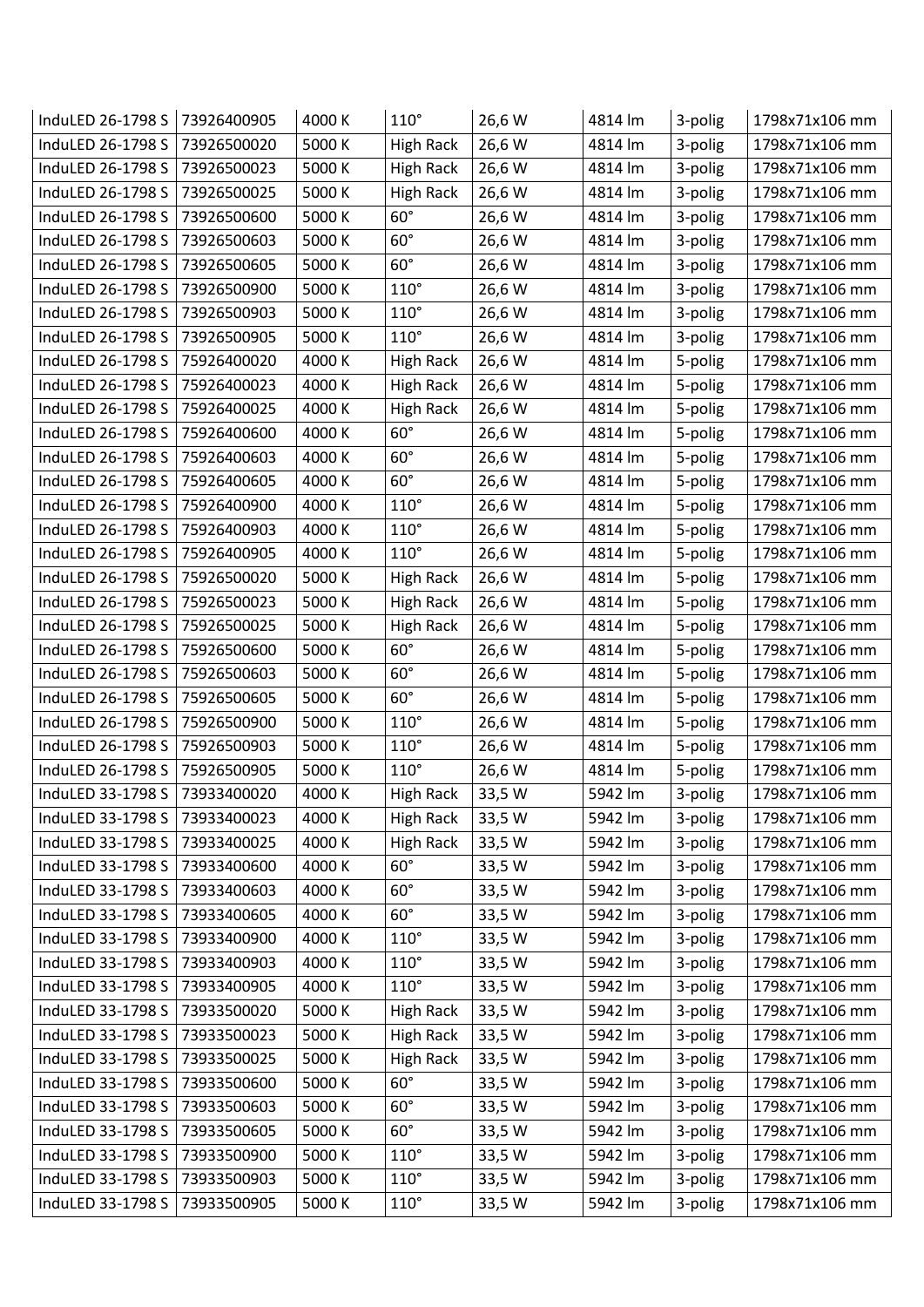| | | | | | | | |
|---|---|---|---|---|---|---|---|
| InduLED 26-1798 S | 73926400905 | 4000 K | 110° | 26,6 W | 4814 lm | 3-polig | 1798x71x106 mm |
| InduLED 26-1798 S | 73926500020 | 5000 K | High Rack | 26,6 W | 4814 lm | 3-polig | 1798x71x106 mm |
| InduLED 26-1798 S | 73926500023 | 5000 K | High Rack | 26,6 W | 4814 lm | 3-polig | 1798x71x106 mm |
| InduLED 26-1798 S | 73926500025 | 5000 K | High Rack | 26,6 W | 4814 lm | 3-polig | 1798x71x106 mm |
| InduLED 26-1798 S | 73926500600 | 5000 K | 60° | 26,6 W | 4814 lm | 3-polig | 1798x71x106 mm |
| InduLED 26-1798 S | 73926500603 | 5000 K | 60° | 26,6 W | 4814 lm | 3-polig | 1798x71x106 mm |
| InduLED 26-1798 S | 73926500605 | 5000 K | 60° | 26,6 W | 4814 lm | 3-polig | 1798x71x106 mm |
| InduLED 26-1798 S | 73926500900 | 5000 K | 110° | 26,6 W | 4814 lm | 3-polig | 1798x71x106 mm |
| InduLED 26-1798 S | 73926500903 | 5000 K | 110° | 26,6 W | 4814 lm | 3-polig | 1798x71x106 mm |
| InduLED 26-1798 S | 73926500905 | 5000 K | 110° | 26,6 W | 4814 lm | 3-polig | 1798x71x106 mm |
| InduLED 26-1798 S | 75926400020 | 4000 K | High Rack | 26,6 W | 4814 lm | 5-polig | 1798x71x106 mm |
| InduLED 26-1798 S | 75926400023 | 4000 K | High Rack | 26,6 W | 4814 lm | 5-polig | 1798x71x106 mm |
| InduLED 26-1798 S | 75926400025 | 4000 K | High Rack | 26,6 W | 4814 lm | 5-polig | 1798x71x106 mm |
| InduLED 26-1798 S | 75926400600 | 4000 K | 60° | 26,6 W | 4814 lm | 5-polig | 1798x71x106 mm |
| InduLED 26-1798 S | 75926400603 | 4000 K | 60° | 26,6 W | 4814 lm | 5-polig | 1798x71x106 mm |
| InduLED 26-1798 S | 75926400605 | 4000 K | 60° | 26,6 W | 4814 lm | 5-polig | 1798x71x106 mm |
| InduLED 26-1798 S | 75926400900 | 4000 K | 110° | 26,6 W | 4814 lm | 5-polig | 1798x71x106 mm |
| InduLED 26-1798 S | 75926400903 | 4000 K | 110° | 26,6 W | 4814 lm | 5-polig | 1798x71x106 mm |
| InduLED 26-1798 S | 75926400905 | 4000 K | 110° | 26,6 W | 4814 lm | 5-polig | 1798x71x106 mm |
| InduLED 26-1798 S | 75926500020 | 5000 K | High Rack | 26,6 W | 4814 lm | 5-polig | 1798x71x106 mm |
| InduLED 26-1798 S | 75926500023 | 5000 K | High Rack | 26,6 W | 4814 lm | 5-polig | 1798x71x106 mm |
| InduLED 26-1798 S | 75926500025 | 5000 K | High Rack | 26,6 W | 4814 lm | 5-polig | 1798x71x106 mm |
| InduLED 26-1798 S | 75926500600 | 5000 K | 60° | 26,6 W | 4814 lm | 5-polig | 1798x71x106 mm |
| InduLED 26-1798 S | 75926500603 | 5000 K | 60° | 26,6 W | 4814 lm | 5-polig | 1798x71x106 mm |
| InduLED 26-1798 S | 75926500605 | 5000 K | 60° | 26,6 W | 4814 lm | 5-polig | 1798x71x106 mm |
| InduLED 26-1798 S | 75926500900 | 5000 K | 110° | 26,6 W | 4814 lm | 5-polig | 1798x71x106 mm |
| InduLED 26-1798 S | 75926500903 | 5000 K | 110° | 26,6 W | 4814 lm | 5-polig | 1798x71x106 mm |
| InduLED 26-1798 S | 75926500905 | 5000 K | 110° | 26,6 W | 4814 lm | 5-polig | 1798x71x106 mm |
| InduLED 33-1798 S | 73933400020 | 4000 K | High Rack | 33,5 W | 5942 lm | 3-polig | 1798x71x106 mm |
| InduLED 33-1798 S | 73933400023 | 4000 K | High Rack | 33,5 W | 5942 lm | 3-polig | 1798x71x106 mm |
| InduLED 33-1798 S | 73933400025 | 4000 K | High Rack | 33,5 W | 5942 lm | 3-polig | 1798x71x106 mm |
| InduLED 33-1798 S | 73933400600 | 4000 K | 60° | 33,5 W | 5942 lm | 3-polig | 1798x71x106 mm |
| InduLED 33-1798 S | 73933400603 | 4000 K | 60° | 33,5 W | 5942 lm | 3-polig | 1798x71x106 mm |
| InduLED 33-1798 S | 73933400605 | 4000 K | 60° | 33,5 W | 5942 lm | 3-polig | 1798x71x106 mm |
| InduLED 33-1798 S | 73933400900 | 4000 K | 110° | 33,5 W | 5942 lm | 3-polig | 1798x71x106 mm |
| InduLED 33-1798 S | 73933400903 | 4000 K | 110° | 33,5 W | 5942 lm | 3-polig | 1798x71x106 mm |
| InduLED 33-1798 S | 73933400905 | 4000 K | 110° | 33,5 W | 5942 lm | 3-polig | 1798x71x106 mm |
| InduLED 33-1798 S | 73933500020 | 5000 K | High Rack | 33,5 W | 5942 lm | 3-polig | 1798x71x106 mm |
| InduLED 33-1798 S | 73933500023 | 5000 K | High Rack | 33,5 W | 5942 lm | 3-polig | 1798x71x106 mm |
| InduLED 33-1798 S | 73933500025 | 5000 K | High Rack | 33,5 W | 5942 lm | 3-polig | 1798x71x106 mm |
| InduLED 33-1798 S | 73933500600 | 5000 K | 60° | 33,5 W | 5942 lm | 3-polig | 1798x71x106 mm |
| InduLED 33-1798 S | 73933500603 | 5000 K | 60° | 33,5 W | 5942 lm | 3-polig | 1798x71x106 mm |
| InduLED 33-1798 S | 73933500605 | 5000 K | 60° | 33,5 W | 5942 lm | 3-polig | 1798x71x106 mm |
| InduLED 33-1798 S | 73933500900 | 5000 K | 110° | 33,5 W | 5942 lm | 3-polig | 1798x71x106 mm |
| InduLED 33-1798 S | 73933500903 | 5000 K | 110° | 33,5 W | 5942 lm | 3-polig | 1798x71x106 mm |
| InduLED 33-1798 S | 73933500905 | 5000 K | 110° | 33,5 W | 5942 lm | 3-polig | 1798x71x106 mm |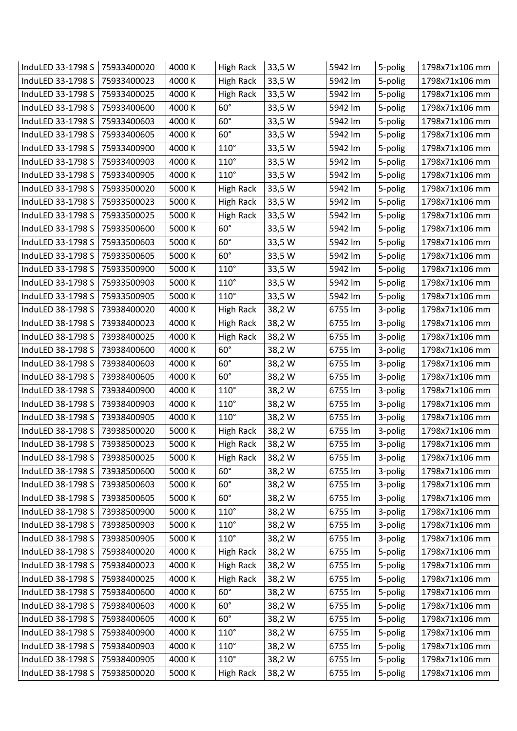| InduLED 33-1798 S | 75933400020 | 4000 K | High Rack | 33,5 W | 5942 lm | 5-polig | 1798x71x106 mm |
|---|---|---|---|---|---|---|---|
| InduLED 33-1798 S | 75933400023 | 4000 K | High Rack | 33,5 W | 5942 lm | 5-polig | 1798x71x106 mm |
| InduLED 33-1798 S | 75933400025 | 4000 K | High Rack | 33,5 W | 5942 lm | 5-polig | 1798x71x106 mm |
| InduLED 33-1798 S | 75933400600 | 4000 K | 60° | 33,5 W | 5942 lm | 5-polig | 1798x71x106 mm |
| InduLED 33-1798 S | 75933400603 | 4000 K | 60° | 33,5 W | 5942 lm | 5-polig | 1798x71x106 mm |
| InduLED 33-1798 S | 75933400605 | 4000 K | 60° | 33,5 W | 5942 lm | 5-polig | 1798x71x106 mm |
| InduLED 33-1798 S | 75933400900 | 4000 K | 110° | 33,5 W | 5942 lm | 5-polig | 1798x71x106 mm |
| InduLED 33-1798 S | 75933400903 | 4000 K | 110° | 33,5 W | 5942 lm | 5-polig | 1798x71x106 mm |
| InduLED 33-1798 S | 75933400905 | 4000 K | 110° | 33,5 W | 5942 lm | 5-polig | 1798x71x106 mm |
| InduLED 33-1798 S | 75933500020 | 5000 K | High Rack | 33,5 W | 5942 lm | 5-polig | 1798x71x106 mm |
| InduLED 33-1798 S | 75933500023 | 5000 K | High Rack | 33,5 W | 5942 lm | 5-polig | 1798x71x106 mm |
| InduLED 33-1798 S | 75933500025 | 5000 K | High Rack | 33,5 W | 5942 lm | 5-polig | 1798x71x106 mm |
| InduLED 33-1798 S | 75933500600 | 5000 K | 60° | 33,5 W | 5942 lm | 5-polig | 1798x71x106 mm |
| InduLED 33-1798 S | 75933500603 | 5000 K | 60° | 33,5 W | 5942 lm | 5-polig | 1798x71x106 mm |
| InduLED 33-1798 S | 75933500605 | 5000 K | 60° | 33,5 W | 5942 lm | 5-polig | 1798x71x106 mm |
| InduLED 33-1798 S | 75933500900 | 5000 K | 110° | 33,5 W | 5942 lm | 5-polig | 1798x71x106 mm |
| InduLED 33-1798 S | 75933500903 | 5000 K | 110° | 33,5 W | 5942 lm | 5-polig | 1798x71x106 mm |
| InduLED 33-1798 S | 75933500905 | 5000 K | 110° | 33,5 W | 5942 lm | 5-polig | 1798x71x106 mm |
| InduLED 38-1798 S | 73938400020 | 4000 K | High Rack | 38,2 W | 6755 lm | 3-polig | 1798x71x106 mm |
| InduLED 38-1798 S | 73938400023 | 4000 K | High Rack | 38,2 W | 6755 lm | 3-polig | 1798x71x106 mm |
| InduLED 38-1798 S | 73938400025 | 4000 K | High Rack | 38,2 W | 6755 lm | 3-polig | 1798x71x106 mm |
| InduLED 38-1798 S | 73938400600 | 4000 K | 60° | 38,2 W | 6755 lm | 3-polig | 1798x71x106 mm |
| InduLED 38-1798 S | 73938400603 | 4000 K | 60° | 38,2 W | 6755 lm | 3-polig | 1798x71x106 mm |
| InduLED 38-1798 S | 73938400605 | 4000 K | 60° | 38,2 W | 6755 lm | 3-polig | 1798x71x106 mm |
| InduLED 38-1798 S | 73938400900 | 4000 K | 110° | 38,2 W | 6755 lm | 3-polig | 1798x71x106 mm |
| InduLED 38-1798 S | 73938400903 | 4000 K | 110° | 38,2 W | 6755 lm | 3-polig | 1798x71x106 mm |
| InduLED 38-1798 S | 73938400905 | 4000 K | 110° | 38,2 W | 6755 lm | 3-polig | 1798x71x106 mm |
| InduLED 38-1798 S | 73938500020 | 5000 K | High Rack | 38,2 W | 6755 lm | 3-polig | 1798x71x106 mm |
| InduLED 38-1798 S | 73938500023 | 5000 K | High Rack | 38,2 W | 6755 lm | 3-polig | 1798x71x106 mm |
| InduLED 38-1798 S | 73938500025 | 5000 K | High Rack | 38,2 W | 6755 lm | 3-polig | 1798x71x106 mm |
| InduLED 38-1798 S | 73938500600 | 5000 K | 60° | 38,2 W | 6755 lm | 3-polig | 1798x71x106 mm |
| InduLED 38-1798 S | 73938500603 | 5000 K | 60° | 38,2 W | 6755 lm | 3-polig | 1798x71x106 mm |
| InduLED 38-1798 S | 73938500605 | 5000 K | 60° | 38,2 W | 6755 lm | 3-polig | 1798x71x106 mm |
| InduLED 38-1798 S | 73938500900 | 5000 K | 110° | 38,2 W | 6755 lm | 3-polig | 1798x71x106 mm |
| InduLED 38-1798 S | 73938500903 | 5000 K | 110° | 38,2 W | 6755 lm | 3-polig | 1798x71x106 mm |
| InduLED 38-1798 S | 73938500905 | 5000 K | 110° | 38,2 W | 6755 lm | 3-polig | 1798x71x106 mm |
| InduLED 38-1798 S | 75938400020 | 4000 K | High Rack | 38,2 W | 6755 lm | 5-polig | 1798x71x106 mm |
| InduLED 38-1798 S | 75938400023 | 4000 K | High Rack | 38,2 W | 6755 lm | 5-polig | 1798x71x106 mm |
| InduLED 38-1798 S | 75938400025 | 4000 K | High Rack | 38,2 W | 6755 lm | 5-polig | 1798x71x106 mm |
| InduLED 38-1798 S | 75938400600 | 4000 K | 60° | 38,2 W | 6755 lm | 5-polig | 1798x71x106 mm |
| InduLED 38-1798 S | 75938400603 | 4000 K | 60° | 38,2 W | 6755 lm | 5-polig | 1798x71x106 mm |
| InduLED 38-1798 S | 75938400605 | 4000 K | 60° | 38,2 W | 6755 lm | 5-polig | 1798x71x106 mm |
| InduLED 38-1798 S | 75938400900 | 4000 K | 110° | 38,2 W | 6755 lm | 5-polig | 1798x71x106 mm |
| InduLED 38-1798 S | 75938400903 | 4000 K | 110° | 38,2 W | 6755 lm | 5-polig | 1798x71x106 mm |
| InduLED 38-1798 S | 75938400905 | 4000 K | 110° | 38,2 W | 6755 lm | 5-polig | 1798x71x106 mm |
| InduLED 38-1798 S | 75938500020 | 5000 K | High Rack | 38,2 W | 6755 lm | 5-polig | 1798x71x106 mm |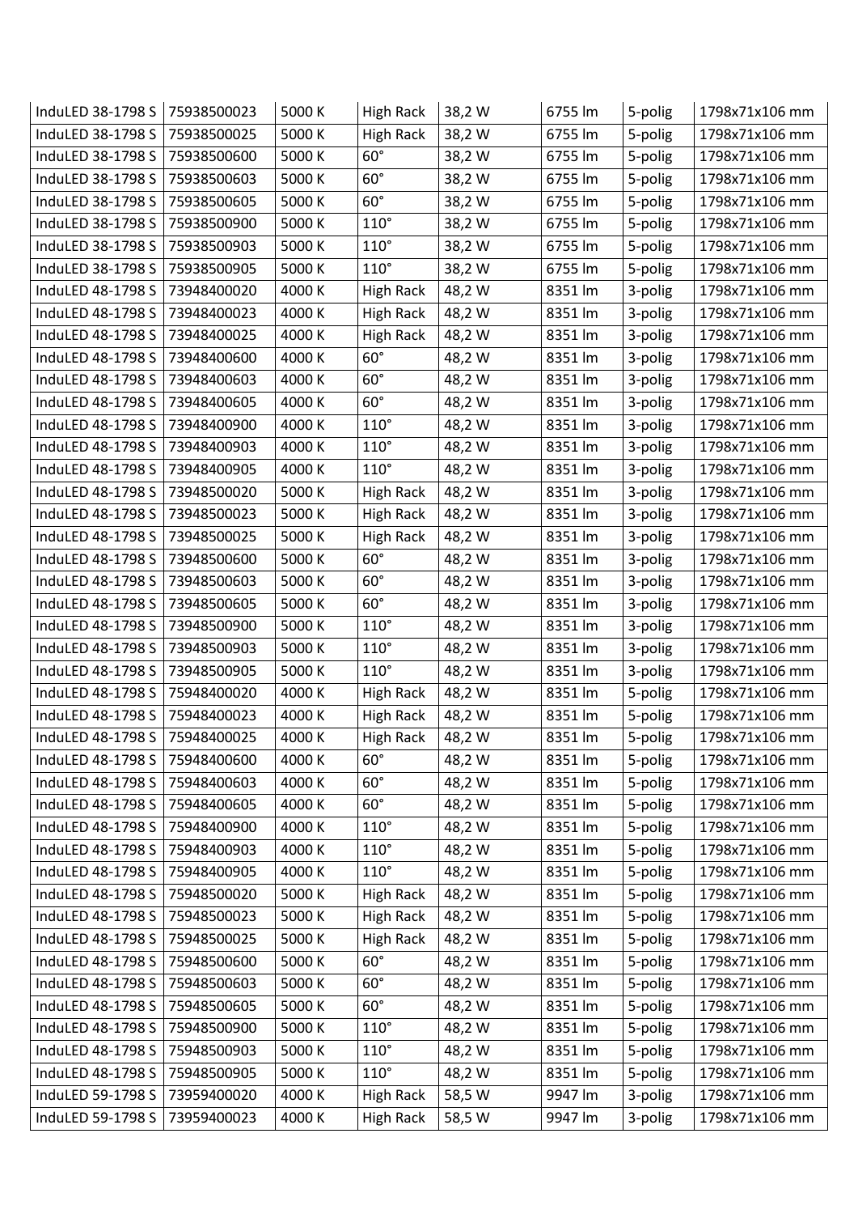| InduLED 38-1798 S | 75938500023 | 5000 K | High Rack | 38,2 W | 6755 lm | 5-polig | 1798x71x106 mm |
|---|---|---|---|---|---|---|---|
| InduLED 38-1798 S | 75938500025 | 5000 K | High Rack | 38,2 W | 6755 lm | 5-polig | 1798x71x106 mm |
| InduLED 38-1798 S | 75938500600 | 5000 K | 60° | 38,2 W | 6755 lm | 5-polig | 1798x71x106 mm |
| InduLED 38-1798 S | 75938500603 | 5000 K | 60° | 38,2 W | 6755 lm | 5-polig | 1798x71x106 mm |
| InduLED 38-1798 S | 75938500605 | 5000 K | 60° | 38,2 W | 6755 lm | 5-polig | 1798x71x106 mm |
| InduLED 38-1798 S | 75938500900 | 5000 K | 110° | 38,2 W | 6755 lm | 5-polig | 1798x71x106 mm |
| InduLED 38-1798 S | 75938500903 | 5000 K | 110° | 38,2 W | 6755 lm | 5-polig | 1798x71x106 mm |
| InduLED 38-1798 S | 75938500905 | 5000 K | 110° | 38,2 W | 6755 lm | 5-polig | 1798x71x106 mm |
| InduLED 48-1798 S | 73948400020 | 4000 K | High Rack | 48,2 W | 8351 lm | 3-polig | 1798x71x106 mm |
| InduLED 48-1798 S | 73948400023 | 4000 K | High Rack | 48,2 W | 8351 lm | 3-polig | 1798x71x106 mm |
| InduLED 48-1798 S | 73948400025 | 4000 K | High Rack | 48,2 W | 8351 lm | 3-polig | 1798x71x106 mm |
| InduLED 48-1798 S | 73948400600 | 4000 K | 60° | 48,2 W | 8351 lm | 3-polig | 1798x71x106 mm |
| InduLED 48-1798 S | 73948400603 | 4000 K | 60° | 48,2 W | 8351 lm | 3-polig | 1798x71x106 mm |
| InduLED 48-1798 S | 73948400605 | 4000 K | 60° | 48,2 W | 8351 lm | 3-polig | 1798x71x106 mm |
| InduLED 48-1798 S | 73948400900 | 4000 K | 110° | 48,2 W | 8351 lm | 3-polig | 1798x71x106 mm |
| InduLED 48-1798 S | 73948400903 | 4000 K | 110° | 48,2 W | 8351 lm | 3-polig | 1798x71x106 mm |
| InduLED 48-1798 S | 73948400905 | 4000 K | 110° | 48,2 W | 8351 lm | 3-polig | 1798x71x106 mm |
| InduLED 48-1798 S | 73948500020 | 5000 K | High Rack | 48,2 W | 8351 lm | 3-polig | 1798x71x106 mm |
| InduLED 48-1798 S | 73948500023 | 5000 K | High Rack | 48,2 W | 8351 lm | 3-polig | 1798x71x106 mm |
| InduLED 48-1798 S | 73948500025 | 5000 K | High Rack | 48,2 W | 8351 lm | 3-polig | 1798x71x106 mm |
| InduLED 48-1798 S | 73948500600 | 5000 K | 60° | 48,2 W | 8351 lm | 3-polig | 1798x71x106 mm |
| InduLED 48-1798 S | 73948500603 | 5000 K | 60° | 48,2 W | 8351 lm | 3-polig | 1798x71x106 mm |
| InduLED 48-1798 S | 73948500605 | 5000 K | 60° | 48,2 W | 8351 lm | 3-polig | 1798x71x106 mm |
| InduLED 48-1798 S | 73948500900 | 5000 K | 110° | 48,2 W | 8351 lm | 3-polig | 1798x71x106 mm |
| InduLED 48-1798 S | 73948500903 | 5000 K | 110° | 48,2 W | 8351 lm | 3-polig | 1798x71x106 mm |
| InduLED 48-1798 S | 73948500905 | 5000 K | 110° | 48,2 W | 8351 lm | 3-polig | 1798x71x106 mm |
| InduLED 48-1798 S | 75948400020 | 4000 K | High Rack | 48,2 W | 8351 lm | 5-polig | 1798x71x106 mm |
| InduLED 48-1798 S | 75948400023 | 4000 K | High Rack | 48,2 W | 8351 lm | 5-polig | 1798x71x106 mm |
| InduLED 48-1798 S | 75948400025 | 4000 K | High Rack | 48,2 W | 8351 lm | 5-polig | 1798x71x106 mm |
| InduLED 48-1798 S | 75948400600 | 4000 K | 60° | 48,2 W | 8351 lm | 5-polig | 1798x71x106 mm |
| InduLED 48-1798 S | 75948400603 | 4000 K | 60° | 48,2 W | 8351 lm | 5-polig | 1798x71x106 mm |
| InduLED 48-1798 S | 75948400605 | 4000 K | 60° | 48,2 W | 8351 lm | 5-polig | 1798x71x106 mm |
| InduLED 48-1798 S | 75948400900 | 4000 K | 110° | 48,2 W | 8351 lm | 5-polig | 1798x71x106 mm |
| InduLED 48-1798 S | 75948400903 | 4000 K | 110° | 48,2 W | 8351 lm | 5-polig | 1798x71x106 mm |
| InduLED 48-1798 S | 75948400905 | 4000 K | 110° | 48,2 W | 8351 lm | 5-polig | 1798x71x106 mm |
| InduLED 48-1798 S | 75948500020 | 5000 K | High Rack | 48,2 W | 8351 lm | 5-polig | 1798x71x106 mm |
| InduLED 48-1798 S | 75948500023 | 5000 K | High Rack | 48,2 W | 8351 lm | 5-polig | 1798x71x106 mm |
| InduLED 48-1798 S | 75948500025 | 5000 K | High Rack | 48,2 W | 8351 lm | 5-polig | 1798x71x106 mm |
| InduLED 48-1798 S | 75948500600 | 5000 K | 60° | 48,2 W | 8351 lm | 5-polig | 1798x71x106 mm |
| InduLED 48-1798 S | 75948500603 | 5000 K | 60° | 48,2 W | 8351 lm | 5-polig | 1798x71x106 mm |
| InduLED 48-1798 S | 75948500605 | 5000 K | 60° | 48,2 W | 8351 lm | 5-polig | 1798x71x106 mm |
| InduLED 48-1798 S | 75948500900 | 5000 K | 110° | 48,2 W | 8351 lm | 5-polig | 1798x71x106 mm |
| InduLED 48-1798 S | 75948500903 | 5000 K | 110° | 48,2 W | 8351 lm | 5-polig | 1798x71x106 mm |
| InduLED 48-1798 S | 75948500905 | 5000 K | 110° | 48,2 W | 8351 lm | 5-polig | 1798x71x106 mm |
| InduLED 59-1798 S | 73959400020 | 4000 K | High Rack | 58,5 W | 9947 lm | 3-polig | 1798x71x106 mm |
| InduLED 59-1798 S | 73959400023 | 4000 K | High Rack | 58,5 W | 9947 lm | 3-polig | 1798x71x106 mm |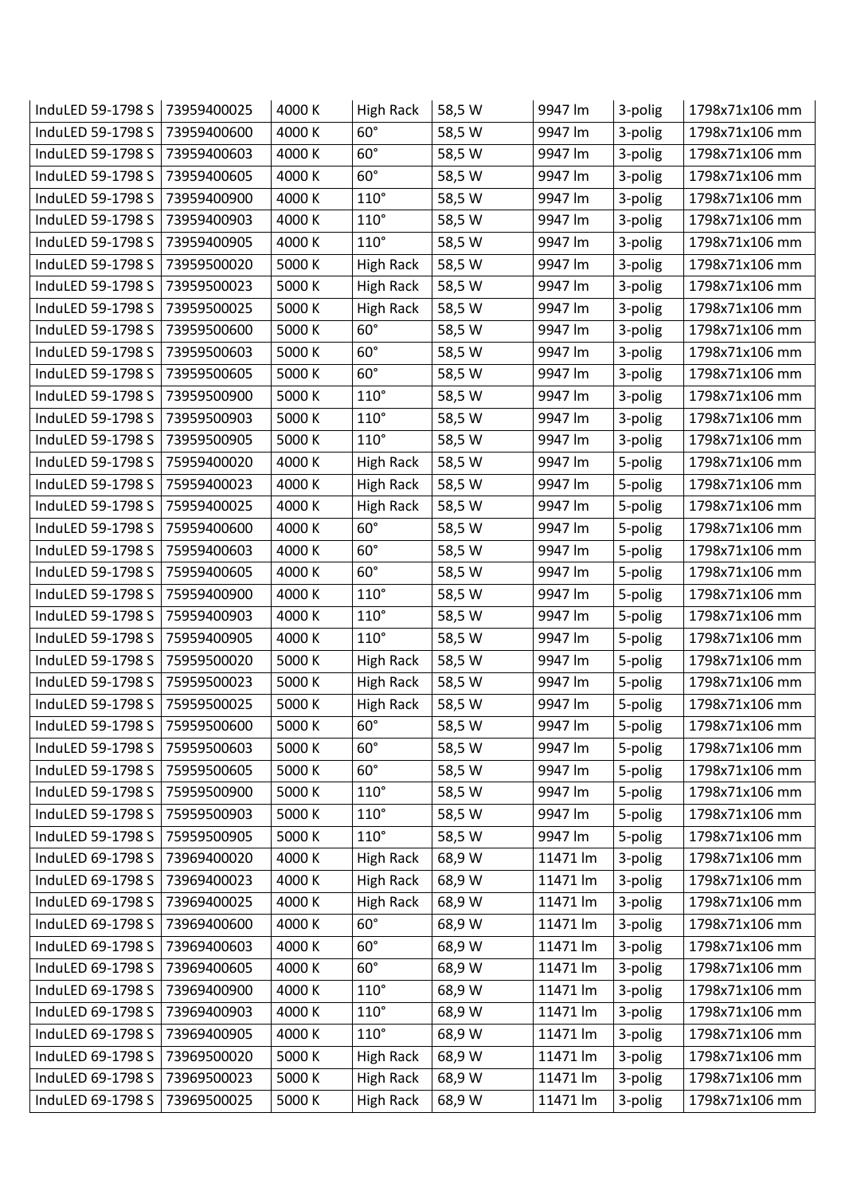| InduLED 59-1798 S | 73959400025 | 4000 K | High Rack | 58,5 W | 9947 lm | 3-polig | 1798x71x106 mm |
|---|---|---|---|---|---|---|---|
| InduLED 59-1798 S | 73959400600 | 4000 K | 60° | 58,5 W | 9947 lm | 3-polig | 1798x71x106 mm |
| InduLED 59-1798 S | 73959400603 | 4000 K | 60° | 58,5 W | 9947 lm | 3-polig | 1798x71x106 mm |
| InduLED 59-1798 S | 73959400605 | 4000 K | 60° | 58,5 W | 9947 lm | 3-polig | 1798x71x106 mm |
| InduLED 59-1798 S | 73959400900 | 4000 K | 110° | 58,5 W | 9947 lm | 3-polig | 1798x71x106 mm |
| InduLED 59-1798 S | 73959400903 | 4000 K | 110° | 58,5 W | 9947 lm | 3-polig | 1798x71x106 mm |
| InduLED 59-1798 S | 73959400905 | 4000 K | 110° | 58,5 W | 9947 lm | 3-polig | 1798x71x106 mm |
| InduLED 59-1798 S | 73959500020 | 5000 K | High Rack | 58,5 W | 9947 lm | 3-polig | 1798x71x106 mm |
| InduLED 59-1798 S | 73959500023 | 5000 K | High Rack | 58,5 W | 9947 lm | 3-polig | 1798x71x106 mm |
| InduLED 59-1798 S | 73959500025 | 5000 K | High Rack | 58,5 W | 9947 lm | 3-polig | 1798x71x106 mm |
| InduLED 59-1798 S | 73959500600 | 5000 K | 60° | 58,5 W | 9947 lm | 3-polig | 1798x71x106 mm |
| InduLED 59-1798 S | 73959500603 | 5000 K | 60° | 58,5 W | 9947 lm | 3-polig | 1798x71x106 mm |
| InduLED 59-1798 S | 73959500605 | 5000 K | 60° | 58,5 W | 9947 lm | 3-polig | 1798x71x106 mm |
| InduLED 59-1798 S | 73959500900 | 5000 K | 110° | 58,5 W | 9947 lm | 3-polig | 1798x71x106 mm |
| InduLED 59-1798 S | 73959500903 | 5000 K | 110° | 58,5 W | 9947 lm | 3-polig | 1798x71x106 mm |
| InduLED 59-1798 S | 73959500905 | 5000 K | 110° | 58,5 W | 9947 lm | 3-polig | 1798x71x106 mm |
| InduLED 59-1798 S | 75959400020 | 4000 K | High Rack | 58,5 W | 9947 lm | 5-polig | 1798x71x106 mm |
| InduLED 59-1798 S | 75959400023 | 4000 K | High Rack | 58,5 W | 9947 lm | 5-polig | 1798x71x106 mm |
| InduLED 59-1798 S | 75959400025 | 4000 K | High Rack | 58,5 W | 9947 lm | 5-polig | 1798x71x106 mm |
| InduLED 59-1798 S | 75959400600 | 4000 K | 60° | 58,5 W | 9947 lm | 5-polig | 1798x71x106 mm |
| InduLED 59-1798 S | 75959400603 | 4000 K | 60° | 58,5 W | 9947 lm | 5-polig | 1798x71x106 mm |
| InduLED 59-1798 S | 75959400605 | 4000 K | 60° | 58,5 W | 9947 lm | 5-polig | 1798x71x106 mm |
| InduLED 59-1798 S | 75959400900 | 4000 K | 110° | 58,5 W | 9947 lm | 5-polig | 1798x71x106 mm |
| InduLED 59-1798 S | 75959400903 | 4000 K | 110° | 58,5 W | 9947 lm | 5-polig | 1798x71x106 mm |
| InduLED 59-1798 S | 75959400905 | 4000 K | 110° | 58,5 W | 9947 lm | 5-polig | 1798x71x106 mm |
| InduLED 59-1798 S | 75959500020 | 5000 K | High Rack | 58,5 W | 9947 lm | 5-polig | 1798x71x106 mm |
| InduLED 59-1798 S | 75959500023 | 5000 K | High Rack | 58,5 W | 9947 lm | 5-polig | 1798x71x106 mm |
| InduLED 59-1798 S | 75959500025 | 5000 K | High Rack | 58,5 W | 9947 lm | 5-polig | 1798x71x106 mm |
| InduLED 59-1798 S | 75959500600 | 5000 K | 60° | 58,5 W | 9947 lm | 5-polig | 1798x71x106 mm |
| InduLED 59-1798 S | 75959500603 | 5000 K | 60° | 58,5 W | 9947 lm | 5-polig | 1798x71x106 mm |
| InduLED 59-1798 S | 75959500605 | 5000 K | 60° | 58,5 W | 9947 lm | 5-polig | 1798x71x106 mm |
| InduLED 59-1798 S | 75959500900 | 5000 K | 110° | 58,5 W | 9947 lm | 5-polig | 1798x71x106 mm |
| InduLED 59-1798 S | 75959500903 | 5000 K | 110° | 58,5 W | 9947 lm | 5-polig | 1798x71x106 mm |
| InduLED 59-1798 S | 75959500905 | 5000 K | 110° | 58,5 W | 9947 lm | 5-polig | 1798x71x106 mm |
| InduLED 69-1798 S | 73969400020 | 4000 K | High Rack | 68,9 W | 11471 lm | 3-polig | 1798x71x106 mm |
| InduLED 69-1798 S | 73969400023 | 4000 K | High Rack | 68,9 W | 11471 lm | 3-polig | 1798x71x106 mm |
| InduLED 69-1798 S | 73969400025 | 4000 K | High Rack | 68,9 W | 11471 lm | 3-polig | 1798x71x106 mm |
| InduLED 69-1798 S | 73969400600 | 4000 K | 60° | 68,9 W | 11471 lm | 3-polig | 1798x71x106 mm |
| InduLED 69-1798 S | 73969400603 | 4000 K | 60° | 68,9 W | 11471 lm | 3-polig | 1798x71x106 mm |
| InduLED 69-1798 S | 73969400605 | 4000 K | 60° | 68,9 W | 11471 lm | 3-polig | 1798x71x106 mm |
| InduLED 69-1798 S | 73969400900 | 4000 K | 110° | 68,9 W | 11471 lm | 3-polig | 1798x71x106 mm |
| InduLED 69-1798 S | 73969400903 | 4000 K | 110° | 68,9 W | 11471 lm | 3-polig | 1798x71x106 mm |
| InduLED 69-1798 S | 73969400905 | 4000 K | 110° | 68,9 W | 11471 lm | 3-polig | 1798x71x106 mm |
| InduLED 69-1798 S | 73969500020 | 5000 K | High Rack | 68,9 W | 11471 lm | 3-polig | 1798x71x106 mm |
| InduLED 69-1798 S | 73969500023 | 5000 K | High Rack | 68,9 W | 11471 lm | 3-polig | 1798x71x106 mm |
| InduLED 69-1798 S | 73969500025 | 5000 K | High Rack | 68,9 W | 11471 lm | 3-polig | 1798x71x106 mm |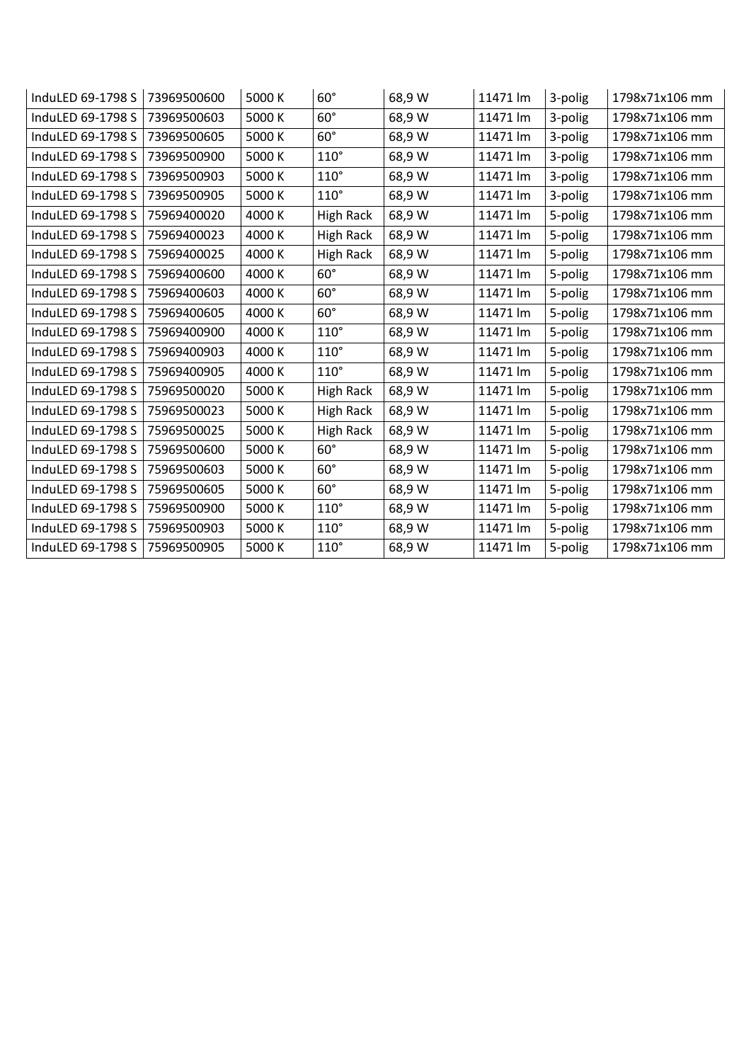| | | | | | | | |
|---|---|---|---|---|---|---|---|
| InduLED 69-1798 S | 73969500600 | 5000 K | 60° | 68,9 W | 11471 lm | 3-polig | 1798x71x106 mm |
| InduLED 69-1798 S | 73969500603 | 5000 K | 60° | 68,9 W | 11471 lm | 3-polig | 1798x71x106 mm |
| InduLED 69-1798 S | 73969500605 | 5000 K | 60° | 68,9 W | 11471 lm | 3-polig | 1798x71x106 mm |
| InduLED 69-1798 S | 73969500900 | 5000 K | 110° | 68,9 W | 11471 lm | 3-polig | 1798x71x106 mm |
| InduLED 69-1798 S | 73969500903 | 5000 K | 110° | 68,9 W | 11471 lm | 3-polig | 1798x71x106 mm |
| InduLED 69-1798 S | 73969500905 | 5000 K | 110° | 68,9 W | 11471 lm | 3-polig | 1798x71x106 mm |
| InduLED 69-1798 S | 75969400020 | 4000 K | High Rack | 68,9 W | 11471 lm | 5-polig | 1798x71x106 mm |
| InduLED 69-1798 S | 75969400023 | 4000 K | High Rack | 68,9 W | 11471 lm | 5-polig | 1798x71x106 mm |
| InduLED 69-1798 S | 75969400025 | 4000 K | High Rack | 68,9 W | 11471 lm | 5-polig | 1798x71x106 mm |
| InduLED 69-1798 S | 75969400600 | 4000 K | 60° | 68,9 W | 11471 lm | 5-polig | 1798x71x106 mm |
| InduLED 69-1798 S | 75969400603 | 4000 K | 60° | 68,9 W | 11471 lm | 5-polig | 1798x71x106 mm |
| InduLED 69-1798 S | 75969400605 | 4000 K | 60° | 68,9 W | 11471 lm | 5-polig | 1798x71x106 mm |
| InduLED 69-1798 S | 75969400900 | 4000 K | 110° | 68,9 W | 11471 lm | 5-polig | 1798x71x106 mm |
| InduLED 69-1798 S | 75969400903 | 4000 K | 110° | 68,9 W | 11471 lm | 5-polig | 1798x71x106 mm |
| InduLED 69-1798 S | 75969400905 | 4000 K | 110° | 68,9 W | 11471 lm | 5-polig | 1798x71x106 mm |
| InduLED 69-1798 S | 75969500020 | 5000 K | High Rack | 68,9 W | 11471 lm | 5-polig | 1798x71x106 mm |
| InduLED 69-1798 S | 75969500023 | 5000 K | High Rack | 68,9 W | 11471 lm | 5-polig | 1798x71x106 mm |
| InduLED 69-1798 S | 75969500025 | 5000 K | High Rack | 68,9 W | 11471 lm | 5-polig | 1798x71x106 mm |
| InduLED 69-1798 S | 75969500600 | 5000 K | 60° | 68,9 W | 11471 lm | 5-polig | 1798x71x106 mm |
| InduLED 69-1798 S | 75969500603 | 5000 K | 60° | 68,9 W | 11471 lm | 5-polig | 1798x71x106 mm |
| InduLED 69-1798 S | 75969500605 | 5000 K | 60° | 68,9 W | 11471 lm | 5-polig | 1798x71x106 mm |
| InduLED 69-1798 S | 75969500900 | 5000 K | 110° | 68,9 W | 11471 lm | 5-polig | 1798x71x106 mm |
| InduLED 69-1798 S | 75969500903 | 5000 K | 110° | 68,9 W | 11471 lm | 5-polig | 1798x71x106 mm |
| InduLED 69-1798 S | 75969500905 | 5000 K | 110° | 68,9 W | 11471 lm | 5-polig | 1798x71x106 mm |